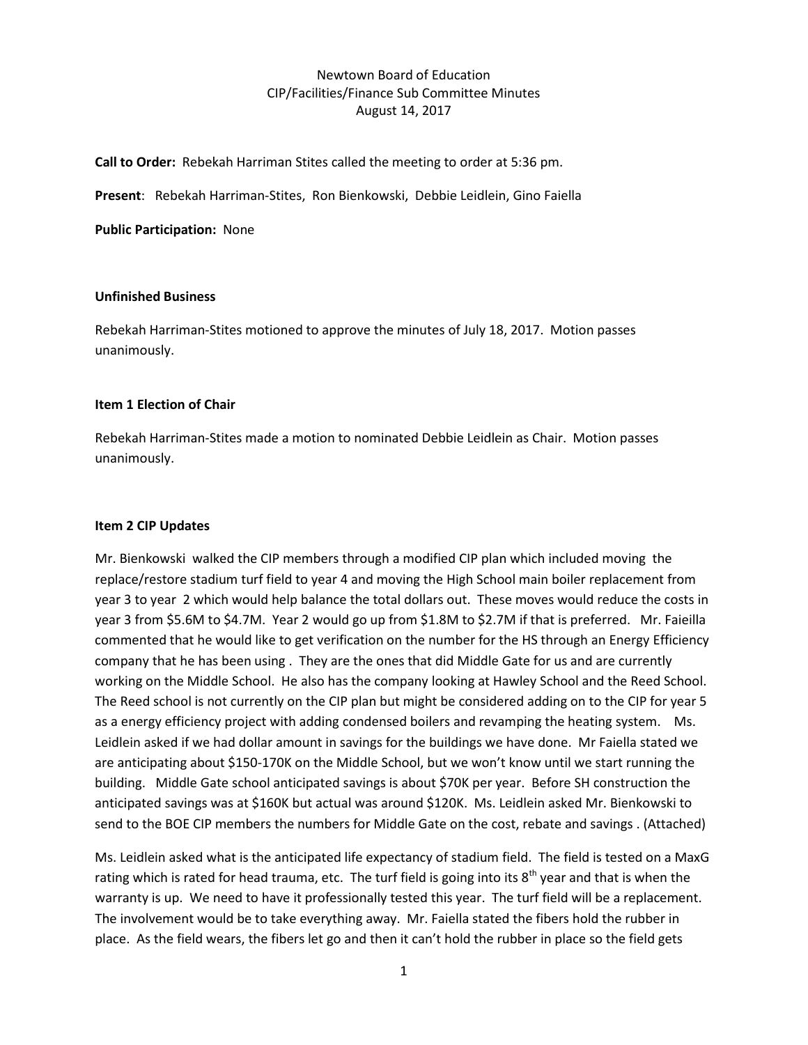Newtown Board of Education
CIP/Facilities/Finance Sub Committee Minutes
August 14, 2017

**Call to Order:** Rebekah Harriman Stites called the meeting to order at 5:36 pm.

**Present**: Rebekah Harriman-Stites, Ron Bienkowski, Debbie Leidlein, Gino Faiella

**Public Participation:** None

**Unfinished Business**

Rebekah Harriman-Stites motioned to approve the minutes of July 18, 2017. Motion passes unanimously.

**Item 1 Election of Chair**

Rebekah Harriman-Stites made a motion to nominated Debbie Leidlein as Chair. Motion passes unanimously.

**Item 2 CIP Updates**

Mr. Bienkowski walked the CIP members through a modified CIP plan which included moving the replace/restore stadium turf field to year 4 and moving the High School main boiler replacement from year 3 to year 2 which would help balance the total dollars out. These moves would reduce the costs in year 3 from $5.6M to $4.7M. Year 2 would go up from $1.8M to $2.7M if that is preferred. Mr. Faieilla commented that he would like to get verification on the number for the HS through an Energy Efficiency company that he has been using . They are the ones that did Middle Gate for us and are currently working on the Middle School. He also has the company looking at Hawley School and the Reed School. The Reed school is not currently on the CIP plan but might be considered adding on to the CIP for year 5 as a energy efficiency project with adding condensed boilers and revamping the heating system. Ms. Leidlein asked if we had dollar amount in savings for the buildings we have done. Mr Faiella stated we are anticipating about $150-170K on the Middle School, but we won't know until we start running the building. Middle Gate school anticipated savings is about $70K per year. Before SH construction the anticipated savings was at $160K but actual was around $120K. Ms. Leidlein asked Mr. Bienkowski to send to the BOE CIP members the numbers for Middle Gate on the cost, rebate and savings . (Attached)

Ms. Leidlein asked what is the anticipated life expectancy of stadium field. The field is tested on a MaxG rating which is rated for head trauma, etc. The turf field is going into its 8th year and that is when the warranty is up. We need to have it professionally tested this year. The turf field will be a replacement. The involvement would be to take everything away. Mr. Faiella stated the fibers hold the rubber in place. As the field wears, the fibers let go and then it can't hold the rubber in place so the field gets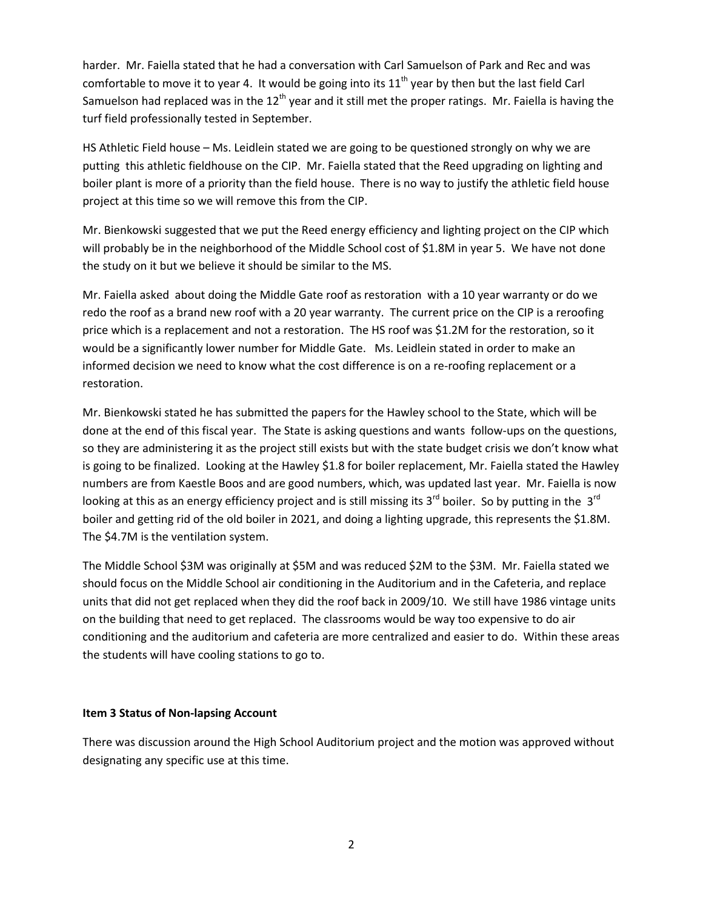harder. Mr. Faiella stated that he had a conversation with Carl Samuelson of Park and Rec and was comfortable to move it to year 4. It would be going into its 11th year by then but the last field Carl Samuelson had replaced was in the 12th year and it still met the proper ratings. Mr. Faiella is having the turf field professionally tested in September.

HS Athletic Field house – Ms. Leidlein stated we are going to be questioned strongly on why we are putting this athletic fieldhouse on the CIP. Mr. Faiella stated that the Reed upgrading on lighting and boiler plant is more of a priority than the field house. There is no way to justify the athletic field house project at this time so we will remove this from the CIP.

Mr. Bienkowski suggested that we put the Reed energy efficiency and lighting project on the CIP which will probably be in the neighborhood of the Middle School cost of $1.8M in year 5. We have not done the study on it but we believe it should be similar to the MS.

Mr. Faiella asked about doing the Middle Gate roof as restoration with a 10 year warranty or do we redo the roof as a brand new roof with a 20 year warranty. The current price on the CIP is a reroofing price which is a replacement and not a restoration. The HS roof was $1.2M for the restoration, so it would be a significantly lower number for Middle Gate. Ms. Leidlein stated in order to make an informed decision we need to know what the cost difference is on a re-roofing replacement or a restoration.

Mr. Bienkowski stated he has submitted the papers for the Hawley school to the State, which will be done at the end of this fiscal year. The State is asking questions and wants follow-ups on the questions, so they are administering it as the project still exists but with the state budget crisis we don't know what is going to be finalized. Looking at the Hawley $1.8 for boiler replacement, Mr. Faiella stated the Hawley numbers are from Kaestle Boos and are good numbers, which, was updated last year. Mr. Faiella is now looking at this as an energy efficiency project and is still missing its 3rd boiler. So by putting in the 3rd boiler and getting rid of the old boiler in 2021, and doing a lighting upgrade, this represents the $1.8M. The $4.7M is the ventilation system.

The Middle School $3M was originally at $5M and was reduced $2M to the $3M. Mr. Faiella stated we should focus on the Middle School air conditioning in the Auditorium and in the Cafeteria, and replace units that did not get replaced when they did the roof back in 2009/10. We still have 1986 vintage units on the building that need to get replaced. The classrooms would be way too expensive to do air conditioning and the auditorium and cafeteria are more centralized and easier to do. Within these areas the students will have cooling stations to go to.

**Item 3 Status of Non-lapsing Account**

There was discussion around the High School Auditorium project and the motion was approved without designating any specific use at this time.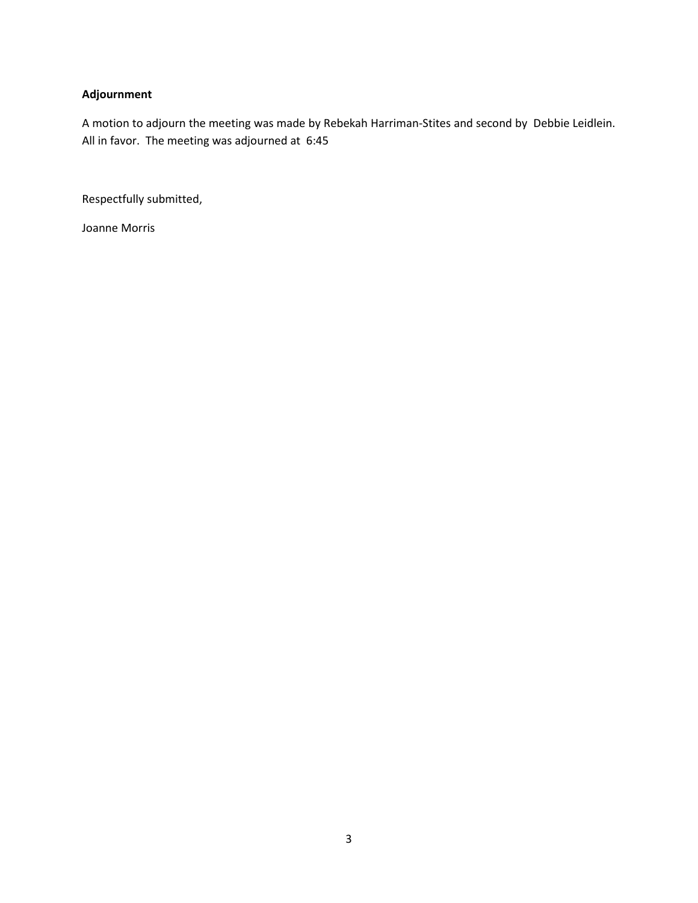**Adjournment**

A motion to adjourn the meeting was made by Rebekah Harriman-Stites and second by Debbie Leidlein. All in favor. The meeting was adjourned at 6:45

Respectfully submitted,

Joanne Morris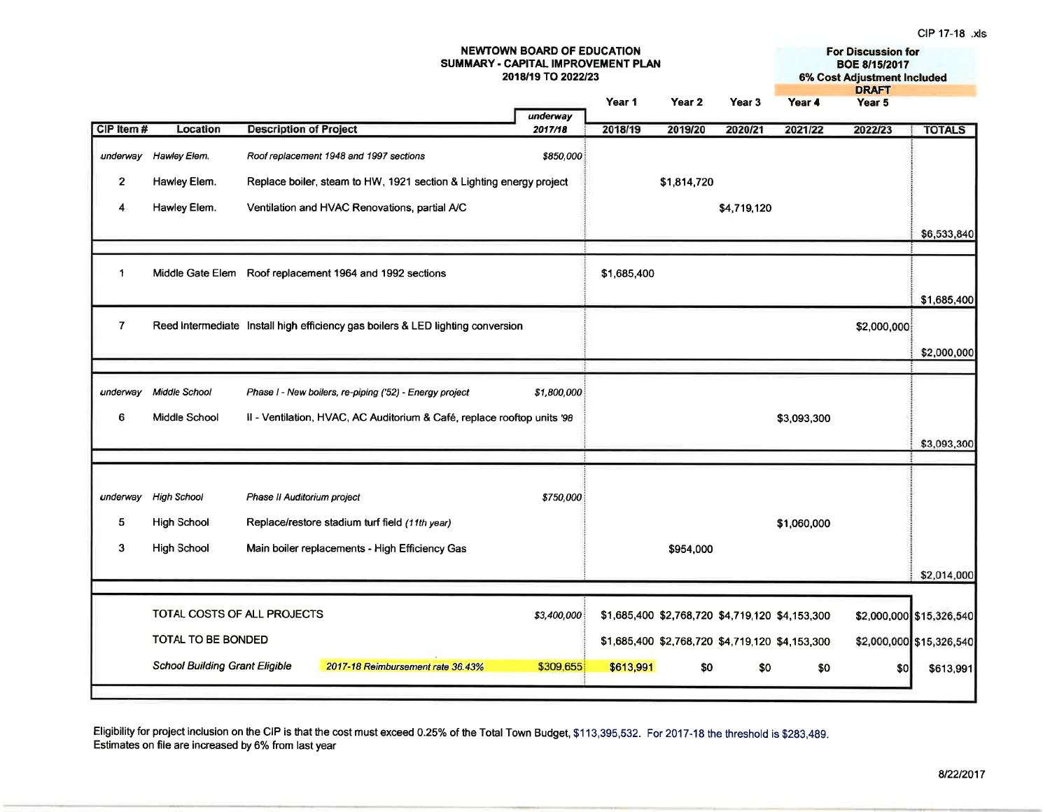CIP 17-18 .xls

**NEWTOWN BOARD OF EDUCATION**
**SUMMARY - CAPITAL IMPROVEMENT PLAN**
**2018/19 TO 2022/23**

**For Discussion for BOE 8/15/2017**
**6% Cost Adjustment Included**
**DRAFT**

| CIP Item # | Location | Description of Project | *underway* *2017/18* | Year 1 2018/19 | Year 2 2019/20 | Year 3 2020/21 | Year 4 2021/22 | Year 5 2022/23 | TOTALS |
|---|---|---|---|---|---|---|---|---|---|
| *underway* | *Hawley Elem.* | *Roof replacement 1948 and 1997 sections* | *$850,000* | | | | | | |
| 2 | Hawley Elem. | Replace boiler, steam to HW, 1921 section & Lighting energy project | | | $1,814,720 | | | | |
| 4 | Hawley Elem. | Ventilation and HVAC Renovations, partial A/C | | | | $4,719,120 | | | |
| | | | | | | | | | $6,533,840 |
| 1 | Middle Gate Elem | Roof replacement 1964 and 1992 sections | | $1,685,400 | | | | | |
| | | | | | | | | | $1,685,400 |
| 7 | Reed Intermediate | Install high efficiency gas boilers & LED lighting conversion | | | | | | $2,000,000 | |
| | | | | | | | | | $2,000,000 |
| *underway* | *Middle School* | *Phase I - New boilers, re-piping ('52) - Energy project* | *$1,800,000* | | | | | | |
| 6 | Middle School | II - Ventilation, HVAC, AC Auditorium & Café, replace rooftop units '98 | | | | | $3,093,300 | | |
| | | | | | | | | | $3,093,300 |
| *underway* | *High School* | *Phase II Auditorium project* | *$750,000* | | | | | | |
| 5 | High School | Replace/restore stadium turf field *(11th year)* | | | | | $1,060,000 | | |
| 3 | High School | Main boiler replacements - High Efficiency Gas | | | $954,000 | | | | |
| | | | | | | | | | $2,014,000 |
| | TOTAL COSTS OF ALL PROJECTS | | *$3,400,000* | $1,685,400 | $2,768,720 | $4,719,120 | $4,153,300 | $2,000,000 | $15,326,540 |
| | TOTAL TO BE BONDED | | | $1,685,400 | $2,768,720 | $4,719,120 | $4,153,300 | $2,000,000 | $15,326,540 |
| | *School Building Grant Eligible* | *2017-18 Reimbursement rate 36.43%* | $309,655 | $613,991 | $0 | $0 | $0 | $0 | $613,991 |

Eligibility for project inclusion on the CIP is that the cost must exceed 0.25% of the Total Town Budget, $113,395,532. For 2017-18 the threshold is $283,489.
Estimates on file are increased by 6% from last year

8/22/2017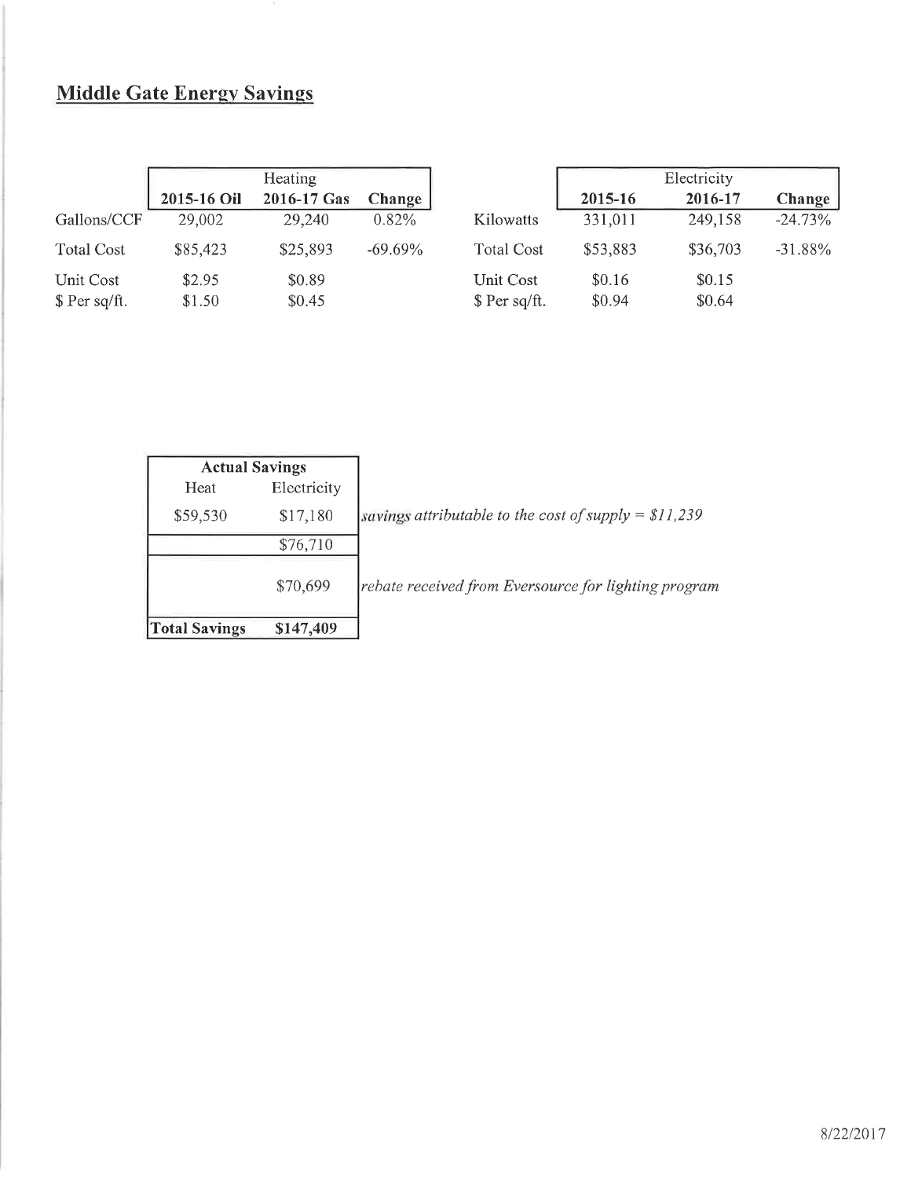## Middle Gate Energy Savings

| | Heating | | |
|---|---|---|---|
| | **2015-16 Oil** | **2016-17 Gas** | **Change** |
| Gallons/CCF | 29,002 | 29,240 | 0.82% |
| Total Cost | $85,423 | $25,893 | -69.69% |
| Unit Cost | $2.95 | $0.89 | |
| $ Per sq/ft. | $1.50 | $0.45 | |

| | Electricity | | |
|---|---|---|---|
| | **2015-16** | **2016-17** | **Change** |
| Kilowatts | 331,011 | 249,158 | -24.73% |
| Total Cost | $53,883 | $36,703 | -31.88% |
| Unit Cost | $0.16 | $0.15 | |
| $ Per sq/ft. | $0.94 | $0.64 | |

| **Actual Savings** | | |
|---|---|---|
| Heat | Electricity | |
| $59,530 | $17,180 | *savings attributable to the cost of supply = $11,239* |
| | $76,710 | |
| | $70,699 | *rebate received from Eversource for lighting program* |
| **Total Savings** | **$147,409** | |

8/22/2017